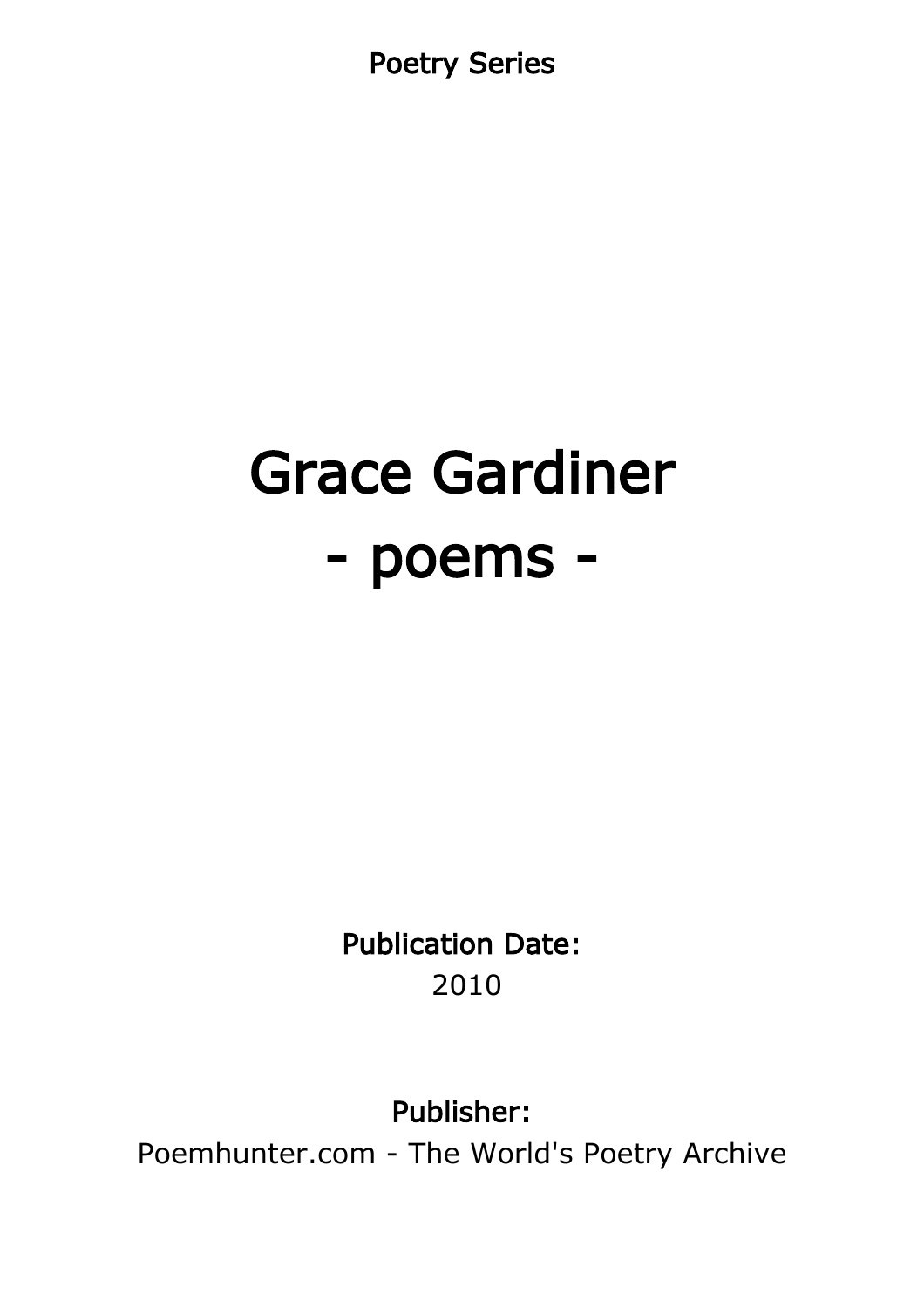Poetry Series

# Grace Gardiner
# - poems -

**Publication Date:**
2010

**Publisher:**
Poemhunter.com - The World's Poetry Archive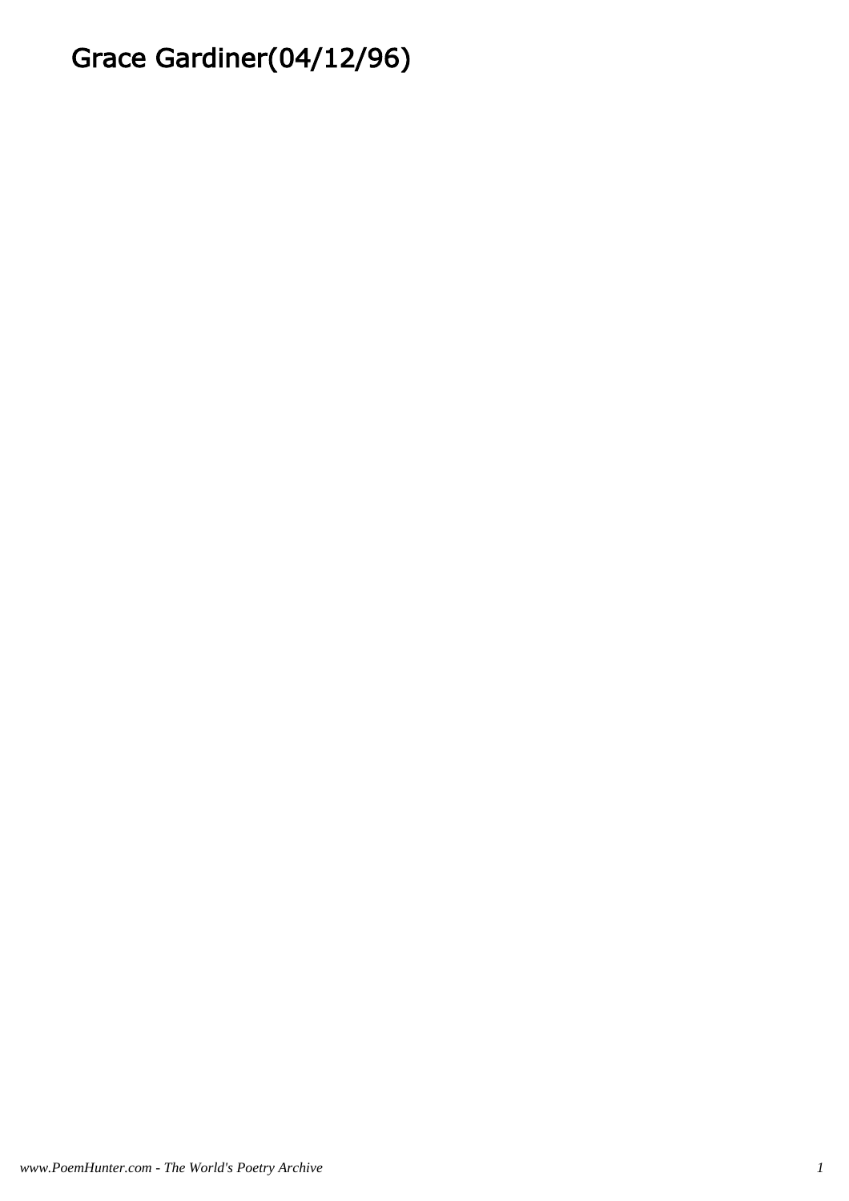# Grace Gardiner(04/12/96)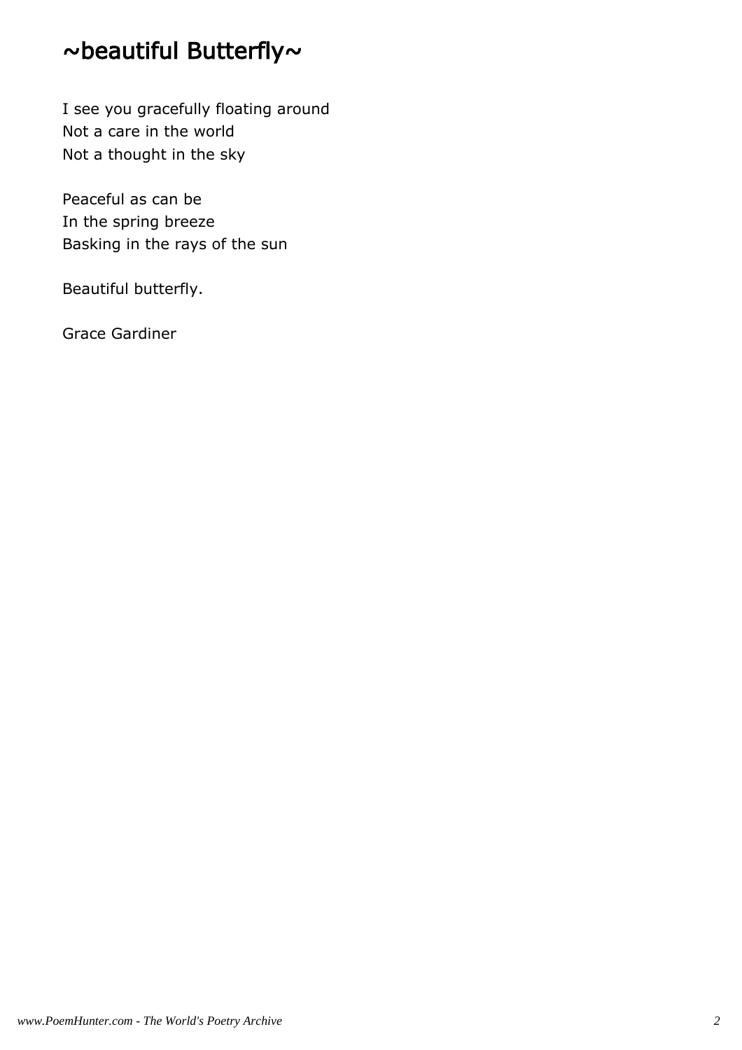# ~beautiful Butterfly~

I see you gracefully floating around
Not a care in the world
Not a thought in the sky

Peaceful as can be
In the spring breeze
Basking in the rays of the sun

Beautiful butterfly.

Grace Gardiner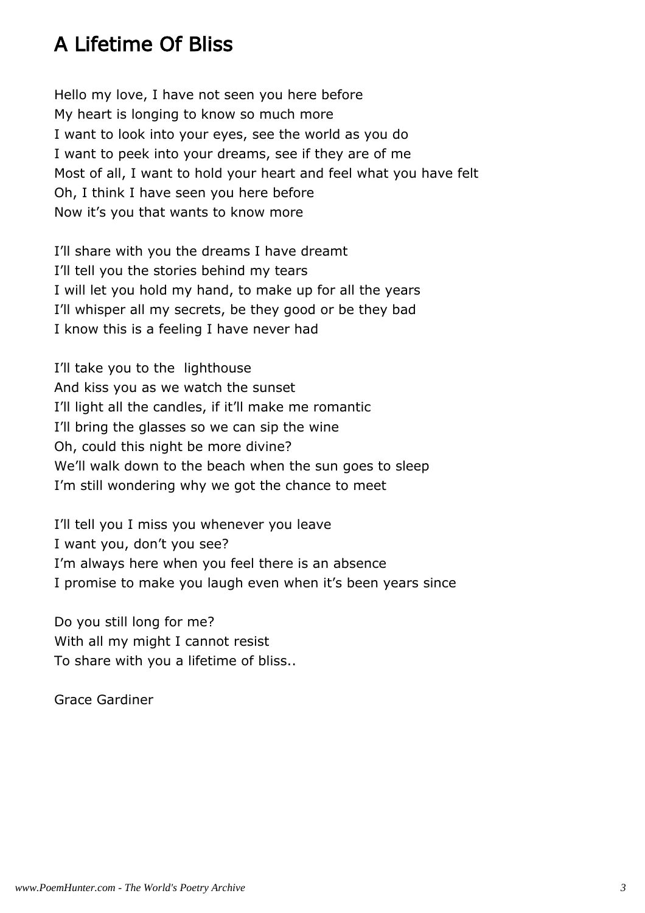# A Lifetime Of Bliss

Hello my love, I have not seen you here before
My heart is longing to know so much more
I want to look into your eyes, see the world as you do
I want to peek into your dreams, see if they are of me
Most of all, I want to hold your heart and feel what you have felt
Oh, I think I have seen you here before
Now it's you that wants to know more

I'll share with you the dreams I have dreamt
I'll tell you the stories behind my tears
I will let you hold my hand, to make up for all the years
I'll whisper all my secrets, be they good or be they bad
I know this is a feeling I have never had

I'll take you to the lighthouse
And kiss you as we watch the sunset
I'll light all the candles, if it'll make me romantic
I'll bring the glasses so we can sip the wine
Oh, could this night be more divine?
We'll walk down to the beach when the sun goes to sleep
I'm still wondering why we got the chance to meet

I'll tell you I miss you whenever you leave
I want you, don't you see?
I'm always here when you feel there is an absence
I promise to make you laugh even when it's been years since

Do you still long for me?
With all my might I cannot resist
To share with you a lifetime of bliss..

Grace Gardiner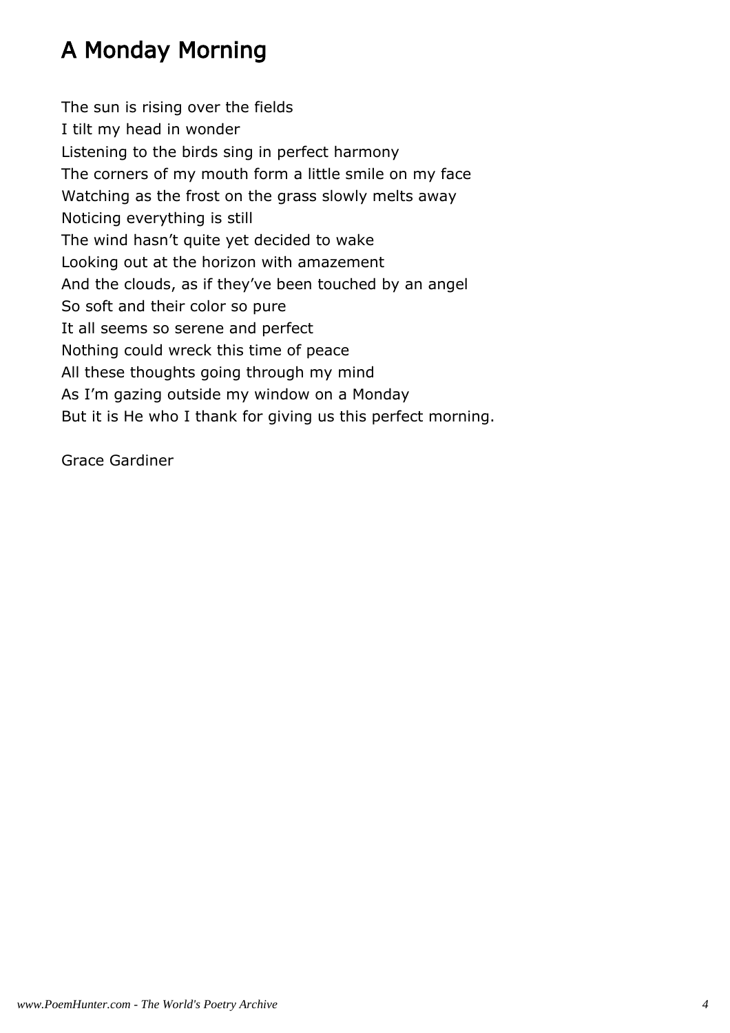# A Monday Morning

The sun is rising over the fields
I tilt my head in wonder
Listening to the birds sing in perfect harmony
The corners of my mouth form a little smile on my face
Watching as the frost on the grass slowly melts away
Noticing everything is still
The wind hasn't quite yet decided to wake
Looking out at the horizon with amazement
And the clouds, as if they've been touched by an angel
So soft and their color so pure
It all seems so serene and perfect
Nothing could wreck this time of peace
All these thoughts going through my mind
As I'm gazing outside my window on a Monday
But it is He who I thank for giving us this perfect morning.

Grace Gardiner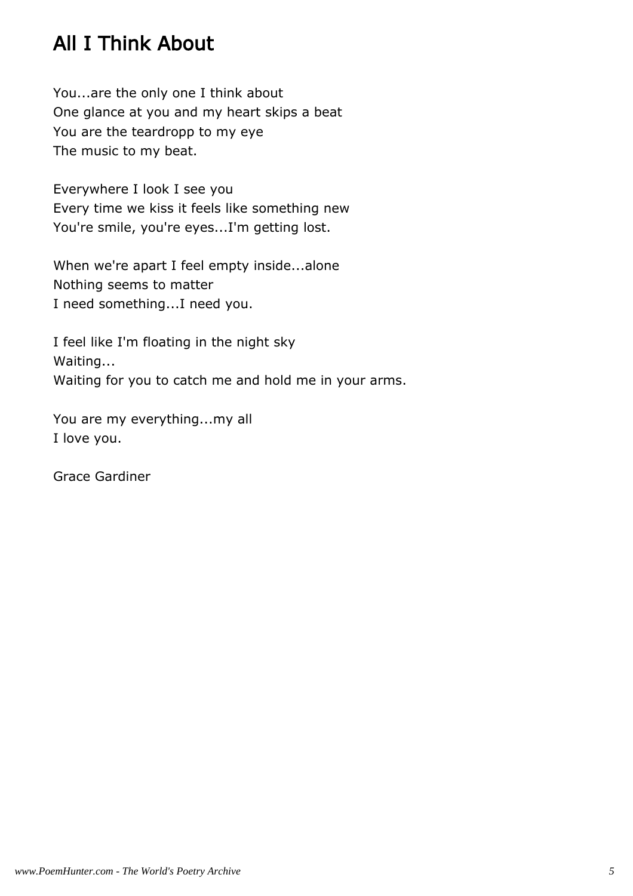# All I Think About

You...are the only one I think about
One glance at you and my heart skips a beat
You are the teardropp to my eye
The music to my beat.

Everywhere I look I see you
Every time we kiss it feels like something new
You're smile, you're eyes...I'm getting lost.

When we're apart I feel empty inside...alone
Nothing seems to matter
I need something...I need you.

I feel like I'm floating in the night sky
Waiting...
Waiting for you to catch me and hold me in your arms.

You are my everything...my all
I love you.

Grace Gardiner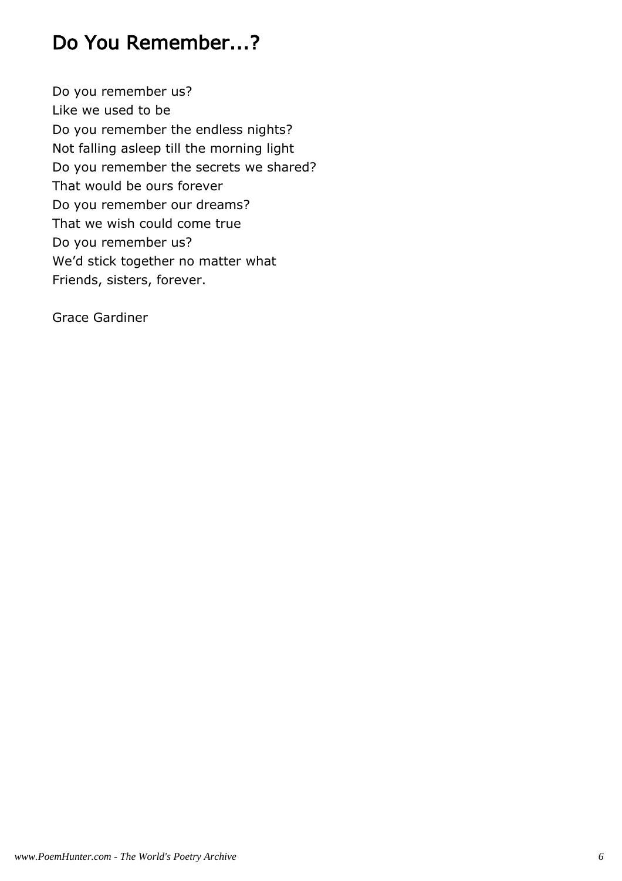# Do You Remember...?

Do you remember us?
Like we used to be
Do you remember the endless nights?
Not falling asleep till the morning light
Do you remember the secrets we shared?
That would be ours forever
Do you remember our dreams?
That we wish could come true
Do you remember us?
We'd stick together no matter what
Friends, sisters, forever.

Grace Gardiner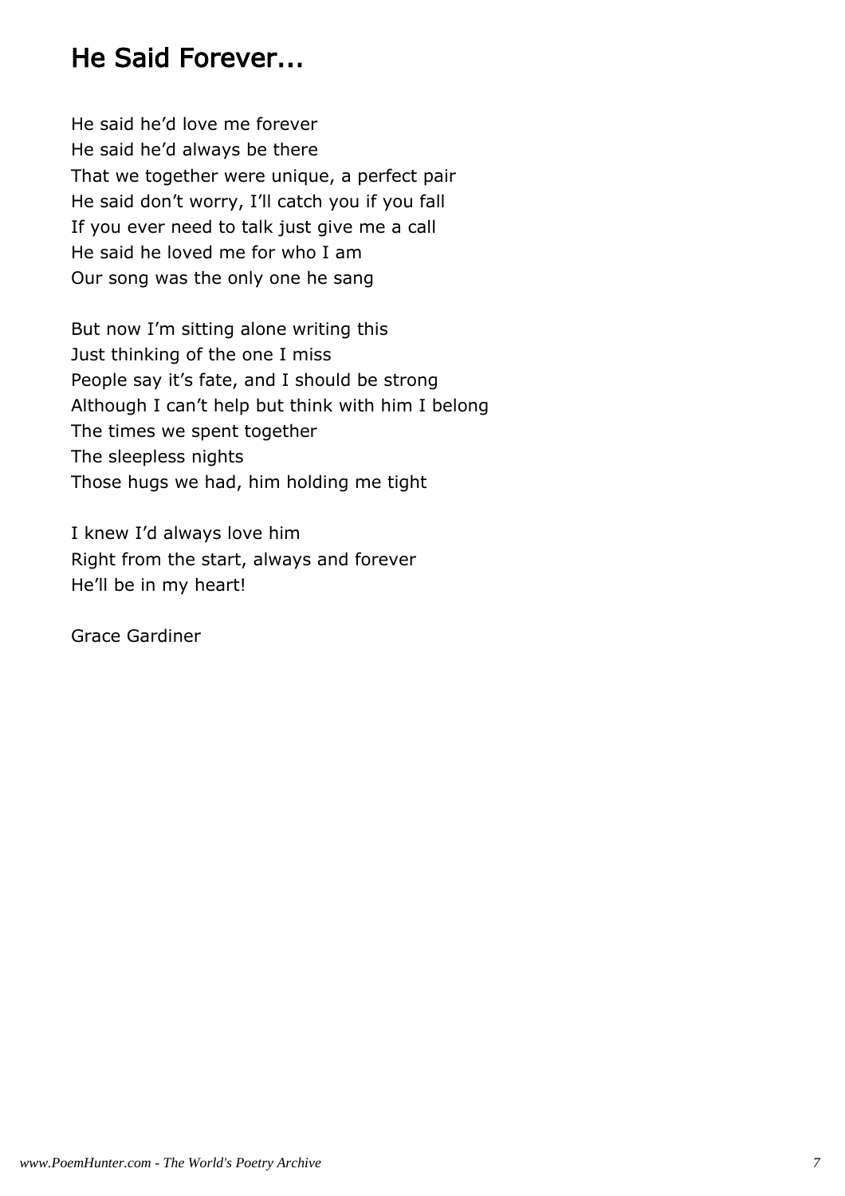## He Said Forever...

He said he'd love me forever  
He said he'd always be there  
That we together were unique, a perfect pair  
He said don't worry, I'll catch you if you fall  
If you ever need to talk just give me a call  
He said he loved me for who I am  
Our song was the only one he sang

But now I'm sitting alone writing this  
Just thinking of the one I miss  
People say it's fate, and I should be strong  
Although I can't help but think with him I belong  
The times we spent together  
The sleepless nights  
Those hugs we had, him holding me tight

I knew I'd always love him  
Right from the start, always and forever  
He'll be in my heart!

Grace Gardiner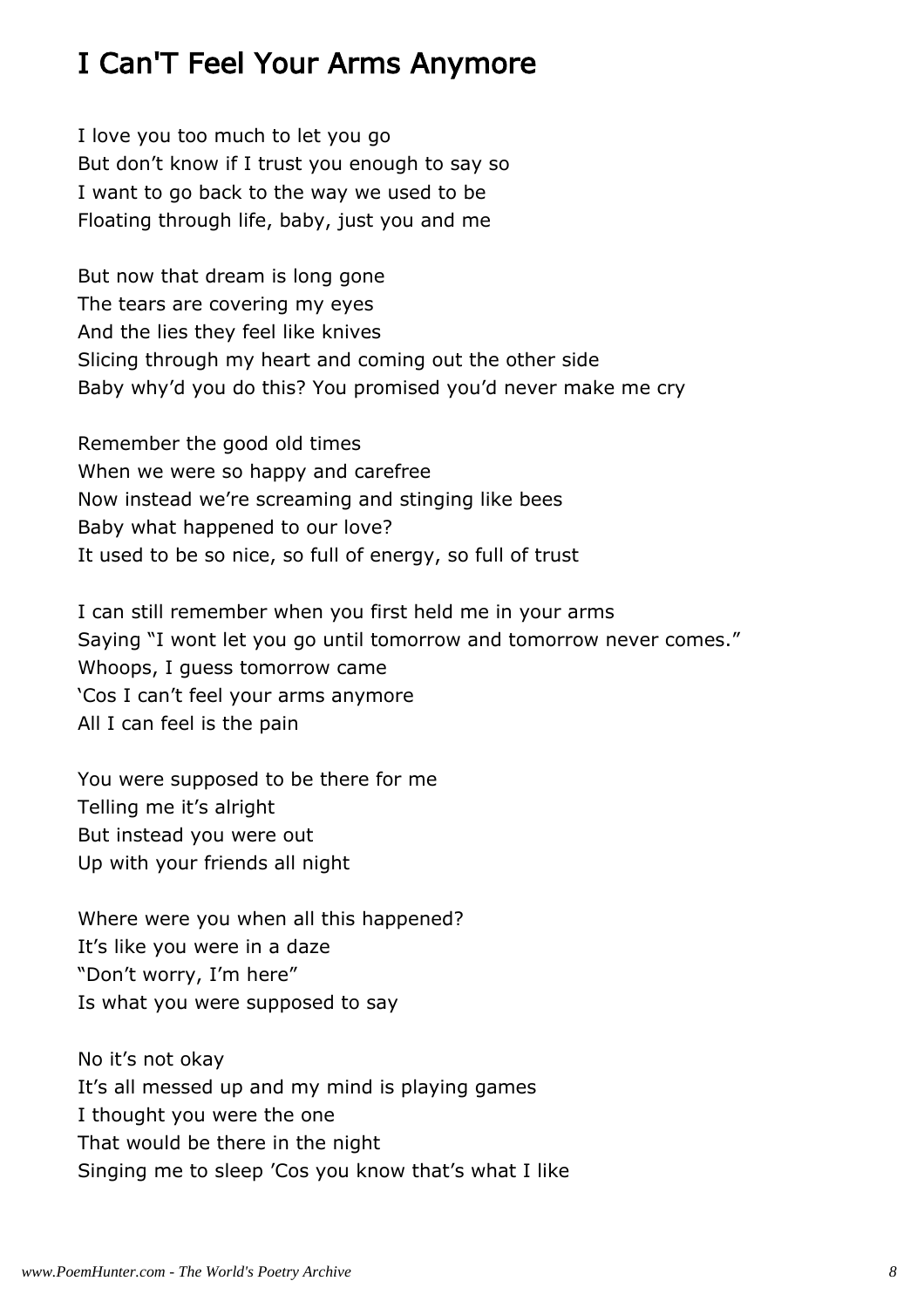## I Can'T Feel Your Arms Anymore

I love you too much to let you go
But don't know if I trust you enough to say so
I want to go back to the way we used to be
Floating through life, baby, just you and me

But now that dream is long gone
The tears are covering my eyes
And the lies they feel like knives
Slicing through my heart and coming out the other side
Baby why'd you do this? You promised you'd never make me cry

Remember the good old times
When we were so happy and carefree
Now instead we're screaming and stinging like bees
Baby what happened to our love?
It used to be so nice, so full of energy, so full of trust

I can still remember when you first held me in your arms
Saying "I wont let you go until tomorrow and tomorrow never comes."
Whoops, I guess tomorrow came
'Cos I can't feel your arms anymore
All I can feel is the pain

You were supposed to be there for me
Telling me it's alright
But instead you were out
Up with your friends all night

Where were you when all this happened?
It's like you were in a daze
"Don't worry, I'm here"
Is what you were supposed to say

No it's not okay
It's all messed up and my mind is playing games
I thought you were the one
That would be there in the night
Singing me to sleep 'Cos you know that's what I like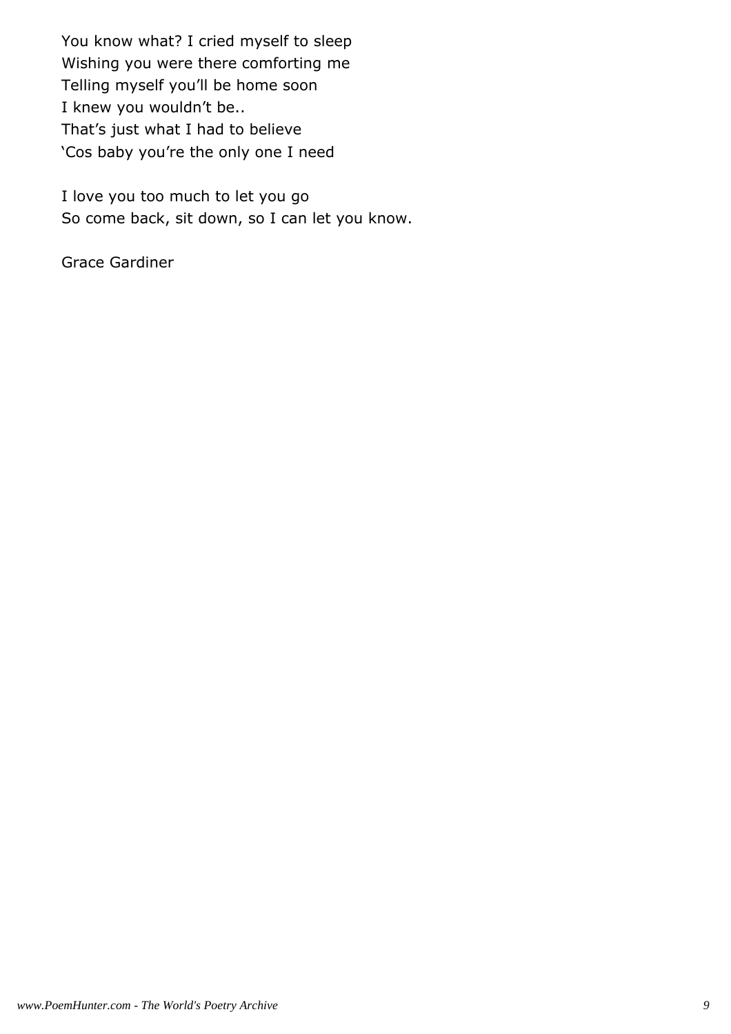You know what? I cried myself to sleep
Wishing you were there comforting me
Telling myself you'll be home soon
I knew you wouldn't be..
That's just what I had to believe
'Cos baby you're the only one I need

I love you too much to let you go
So come back, sit down, so I can let you know.

Grace Gardiner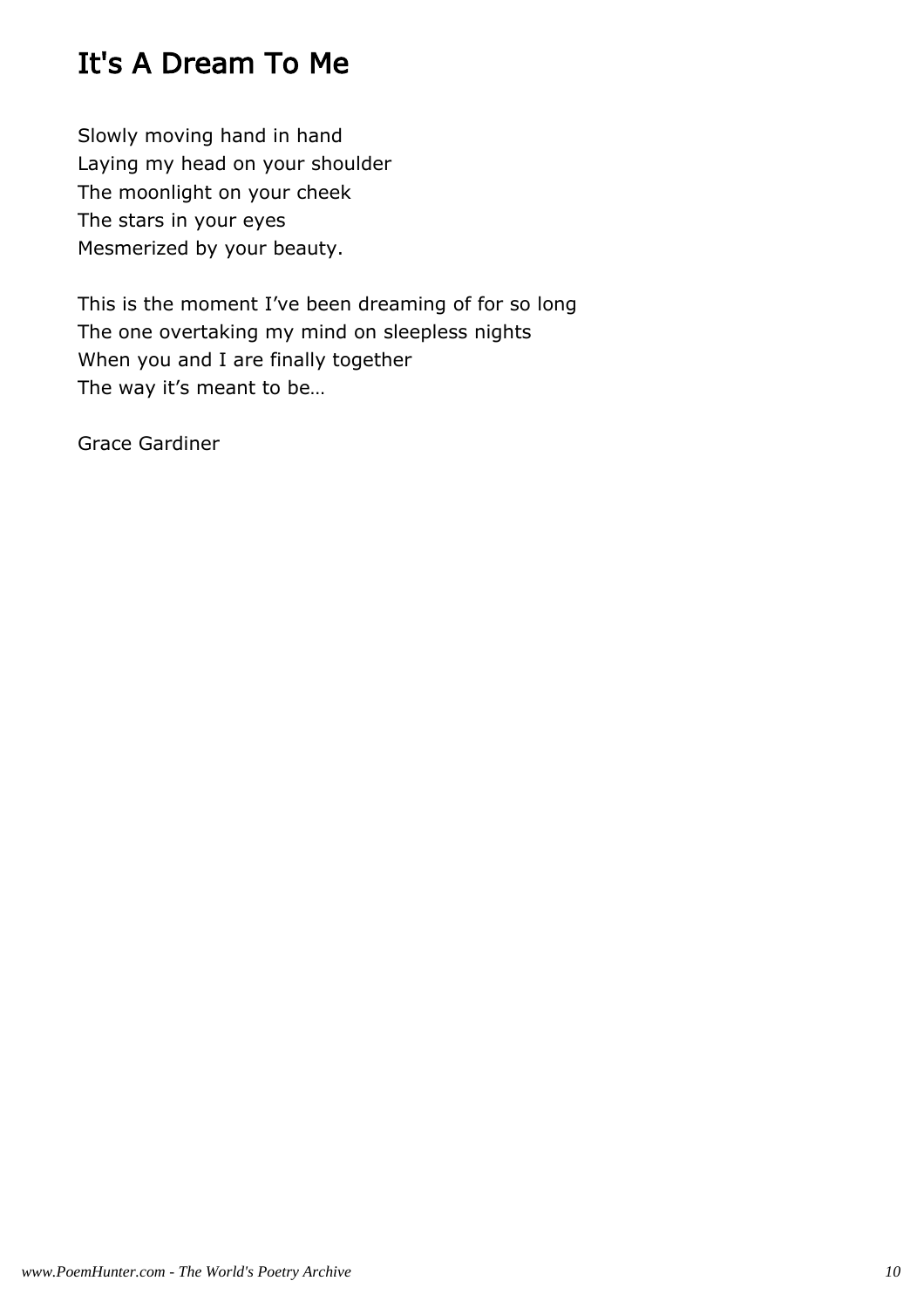# It's A Dream To Me

Slowly moving hand in hand  
Laying my head on your shoulder  
The moonlight on your cheek  
The stars in your eyes  
Mesmerized by your beauty.

This is the moment I’ve been dreaming of for so long  
The one overtaking my mind on sleepless nights  
When you and I are finally together  
The way it’s meant to be…

Grace Gardiner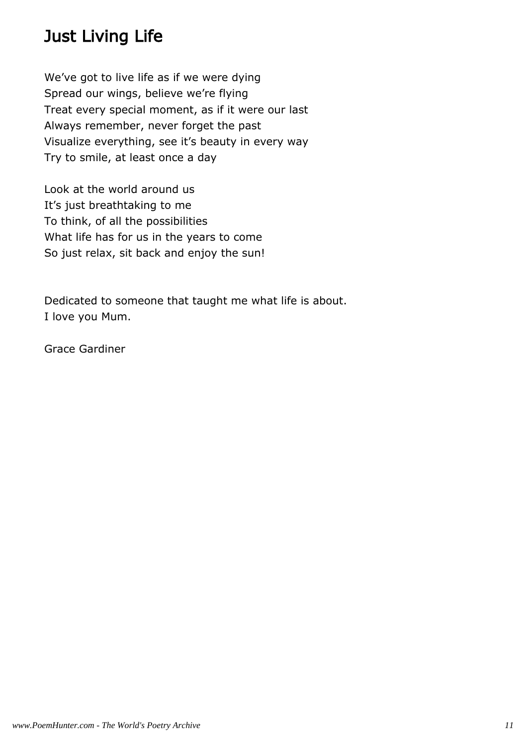# Just Living Life

We've got to live life as if we were dying
Spread our wings, believe we're flying
Treat every special moment, as if it were our last
Always remember, never forget the past
Visualize everything, see it's beauty in every way
Try to smile, at least once a day

Look at the world around us
It's just breathtaking to me
To think, of all the possibilities
What life has for us in the years to come
So just relax, sit back and enjoy the sun!

Dedicated to someone that taught me what life is about.
I love you Mum.

Grace Gardiner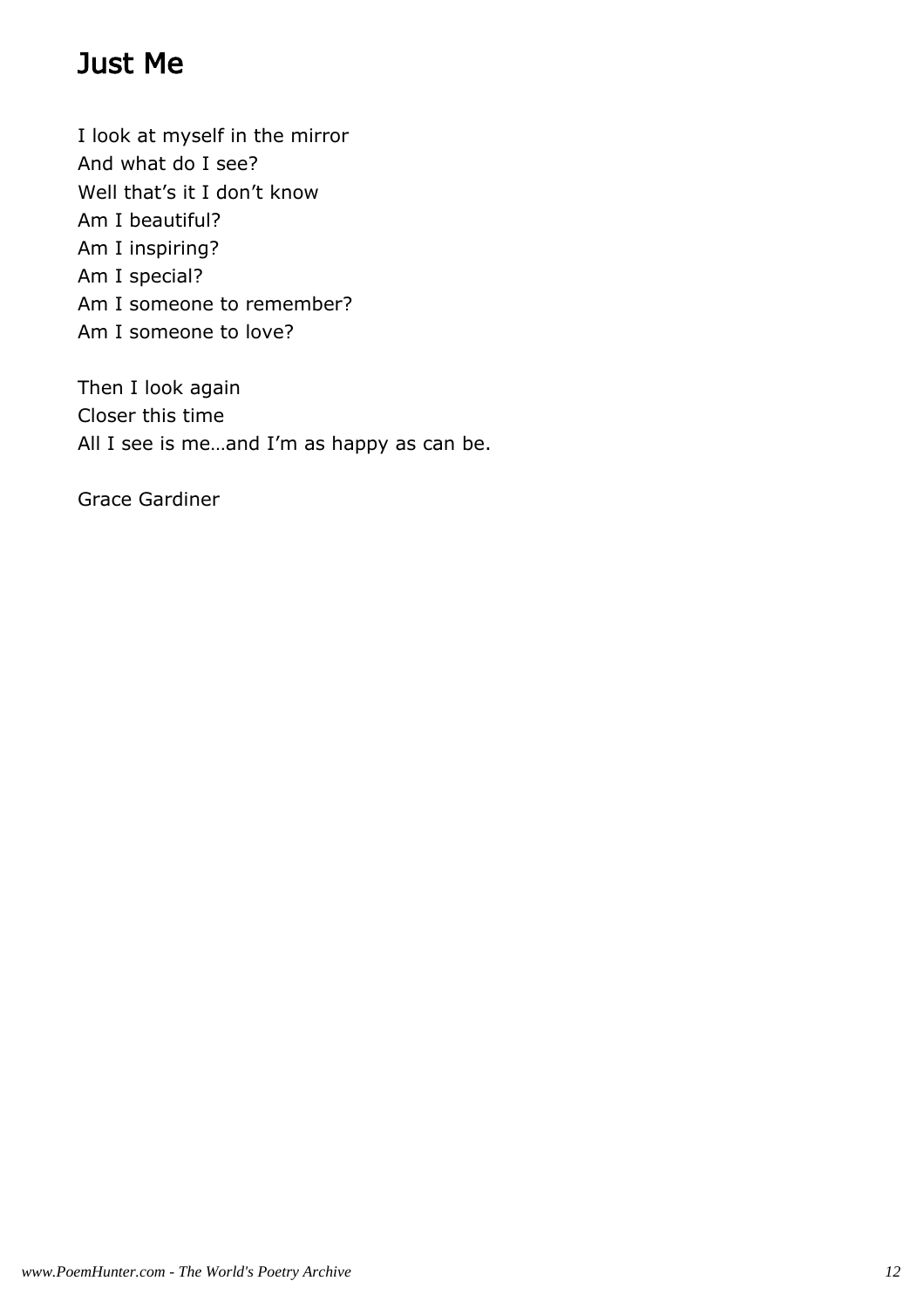# Just Me

I look at myself in the mirror
And what do I see?
Well that's it I don't know
Am I beautiful?
Am I inspiring?
Am I special?
Am I someone to remember?
Am I someone to love?

Then I look again
Closer this time
All I see is me…and I'm as happy as can be.

Grace Gardiner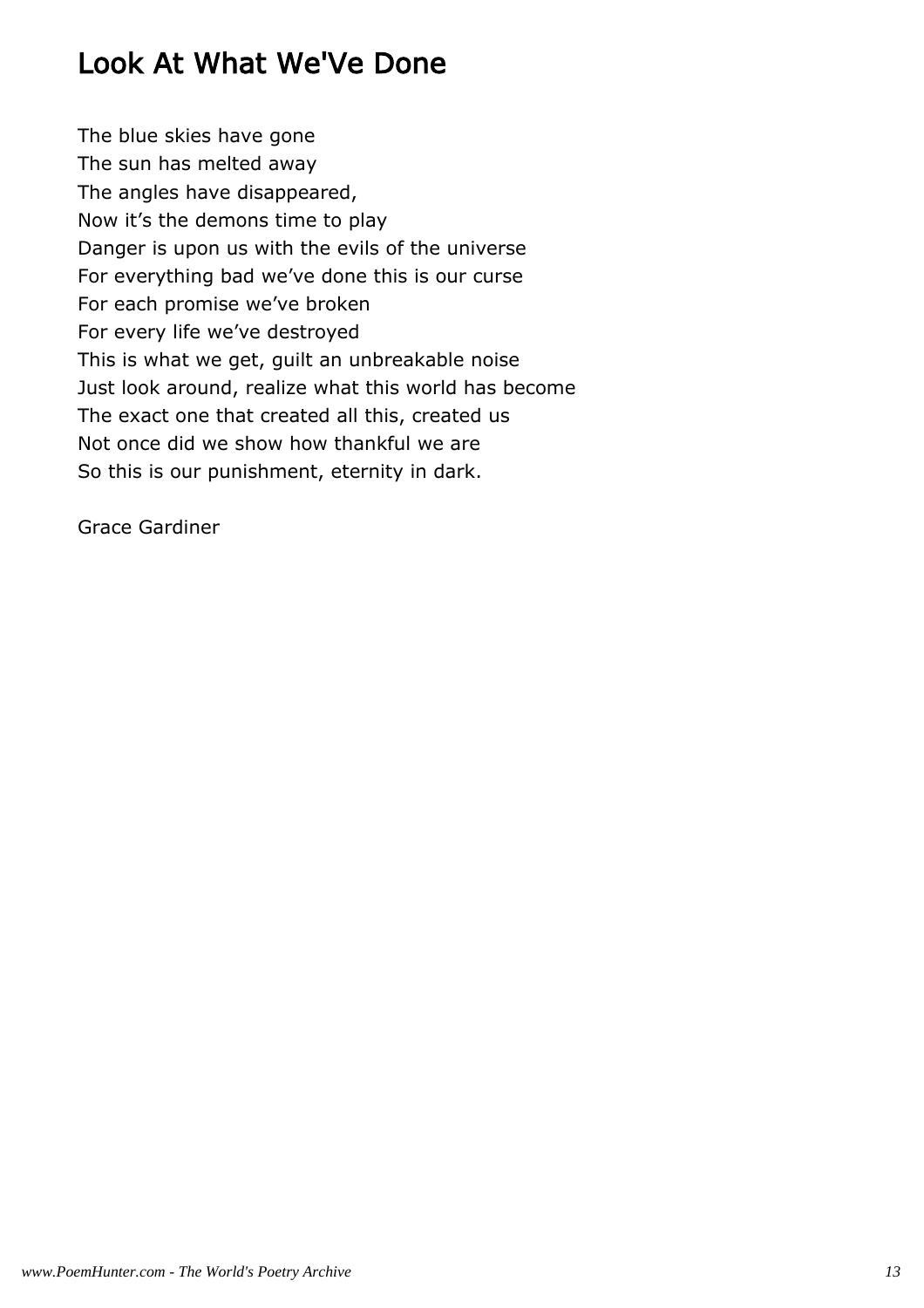# Look At What We'Ve Done

The blue skies have gone  
The sun has melted away  
The angles have disappeared,  
Now it’s the demons time to play  
Danger is upon us with the evils of the universe  
For everything bad we’ve done this is our curse  
For each promise we’ve broken  
For every life we’ve destroyed  
This is what we get, guilt an unbreakable noise  
Just look around, realize what this world has become  
The exact one that created all this, created us  
Not once did we show how thankful we are  
So this is our punishment, eternity in dark.

Grace Gardiner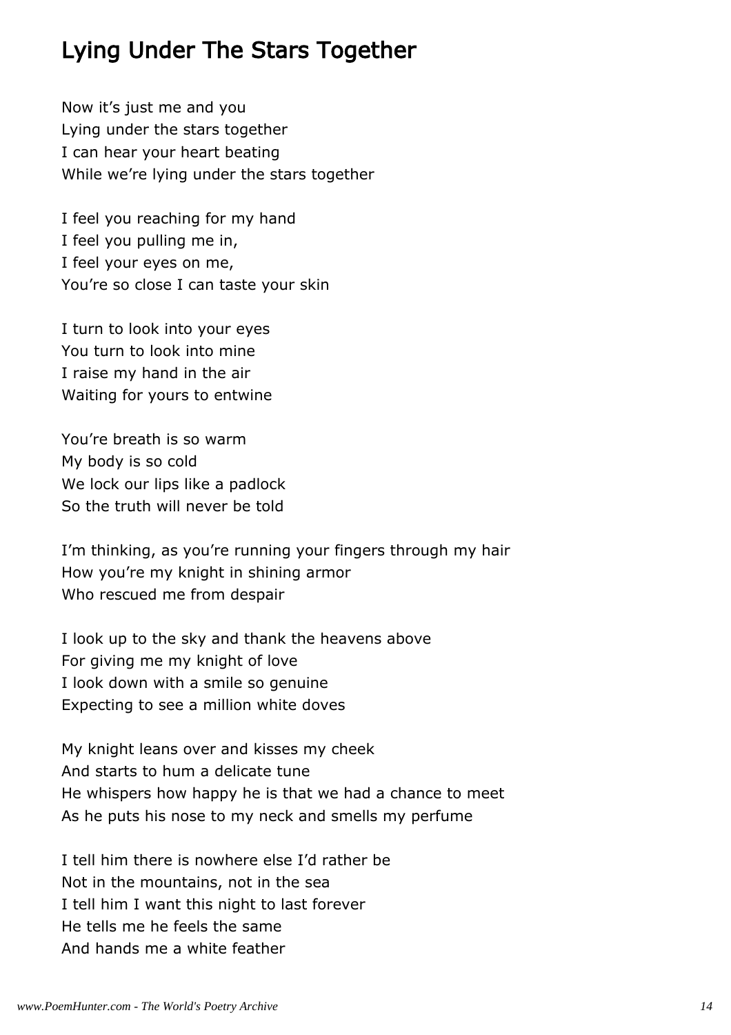## Lying Under The Stars Together

Now it's just me and you
Lying under the stars together
I can hear your heart beating
While we're lying under the stars together

I feel you reaching for my hand
I feel you pulling me in,
I feel your eyes on me,
You're so close I can taste your skin

I turn to look into your eyes
You turn to look into mine
I raise my hand in the air
Waiting for yours to entwine

You're breath is so warm
My body is so cold
We lock our lips like a padlock
So the truth will never be told

I'm thinking, as you're running your fingers through my hair
How you're my knight in shining armor
Who rescued me from despair

I look up to the sky and thank the heavens above
For giving me my knight of love
I look down with a smile so genuine
Expecting to see a million white doves

My knight leans over and kisses my cheek
And starts to hum a delicate tune
He whispers how happy he is that we had a chance to meet
As he puts his nose to my neck and smells my perfume

I tell him there is nowhere else I'd rather be
Not in the mountains, not in the sea
I tell him I want this night to last forever
He tells me he feels the same
And hands me a white feather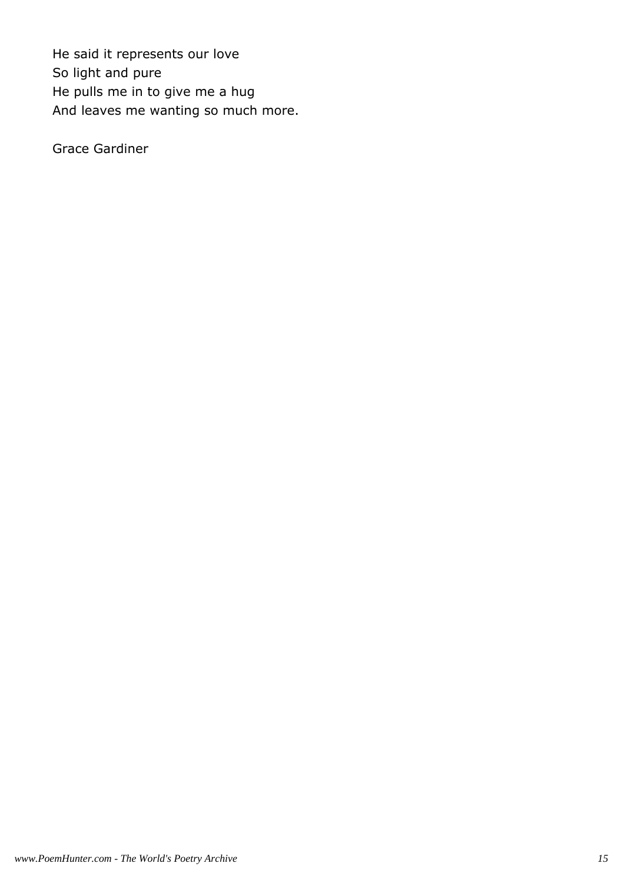He said it represents our love  
So light and pure  
He pulls me in to give me a hug  
And leaves me wanting so much more.

Grace Gardiner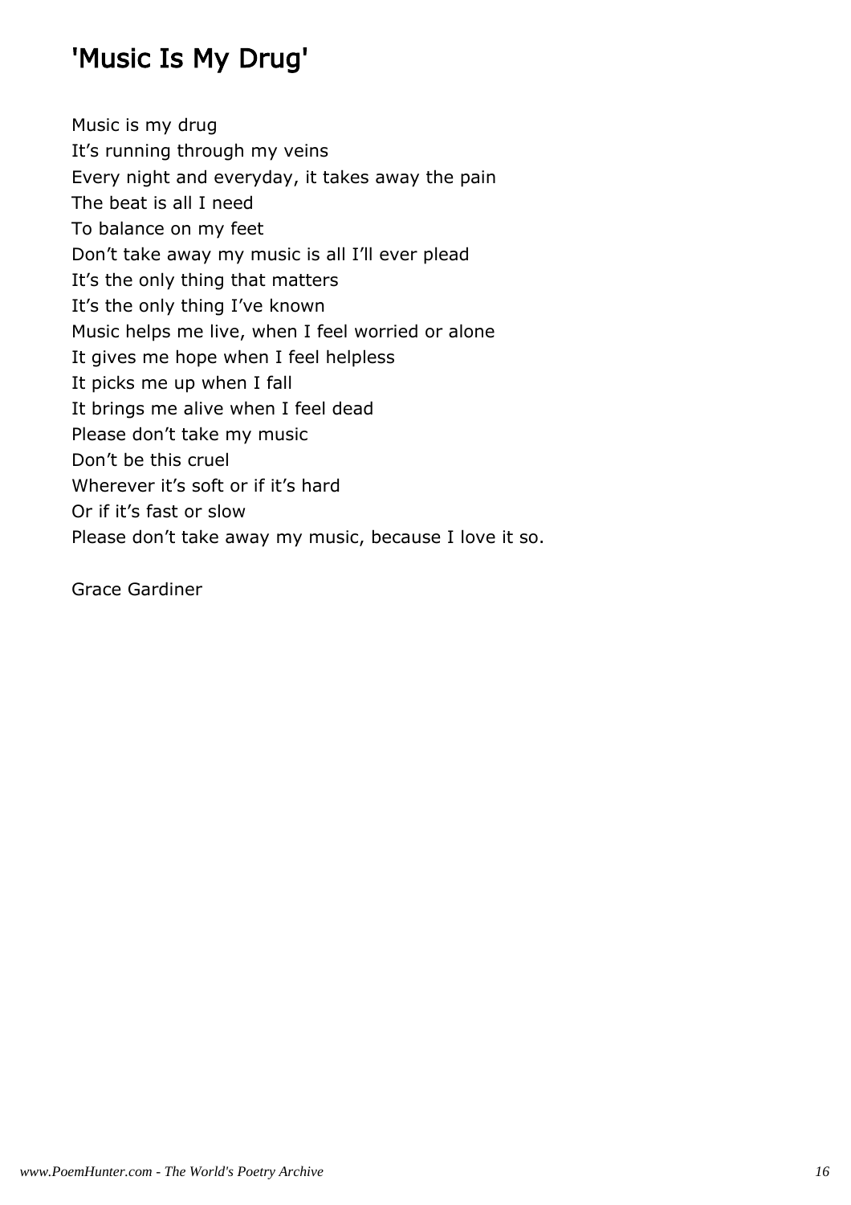# 'Music Is My Drug'

Music is my drug
It's running through my veins
Every night and everyday, it takes away the pain
The beat is all I need
To balance on my feet
Don't take away my music is all I'll ever plead
It's the only thing that matters
It's the only thing I've known
Music helps me live, when I feel worried or alone
It gives me hope when I feel helpless
It picks me up when I fall
It brings me alive when I feel dead
Please don't take my music
Don't be this cruel
Wherever it's soft or if it's hard
Or if it's fast or slow
Please don't take away my music, because I love it so.

Grace Gardiner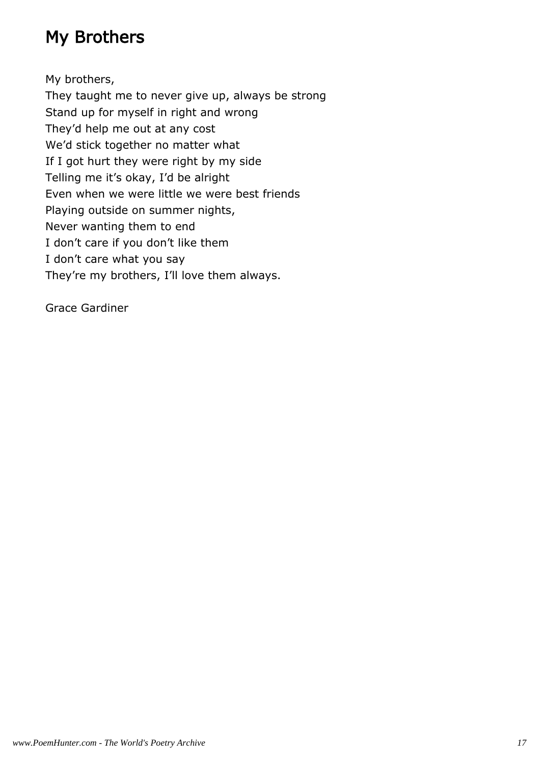# My Brothers

My brothers,  
They taught me to never give up, always be strong  
Stand up for myself in right and wrong  
They'd help me out at any cost  
We'd stick together no matter what  
If I got hurt they were right by my side  
Telling me it's okay, I'd be alright  
Even when we were little we were best friends  
Playing outside on summer nights,  
Never wanting them to end  
I don't care if you don't like them  
I don't care what you say  
They're my brothers, I'll love them always.

Grace Gardiner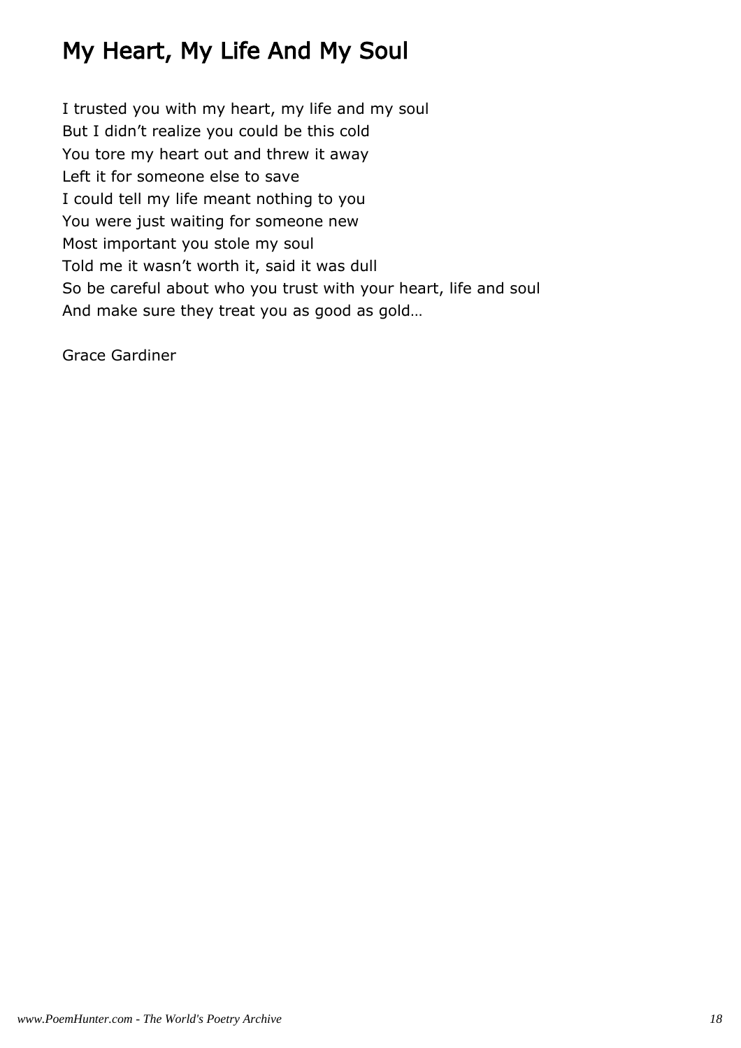# My Heart, My Life And My Soul

I trusted you with my heart, my life and my soul  
But I didn't realize you could be this cold  
You tore my heart out and threw it away  
Left it for someone else to save  
I could tell my life meant nothing to you  
You were just waiting for someone new  
Most important you stole my soul  
Told me it wasn't worth it, said it was dull  
So be careful about who you trust with your heart, life and soul  
And make sure they treat you as good as gold…

Grace Gardiner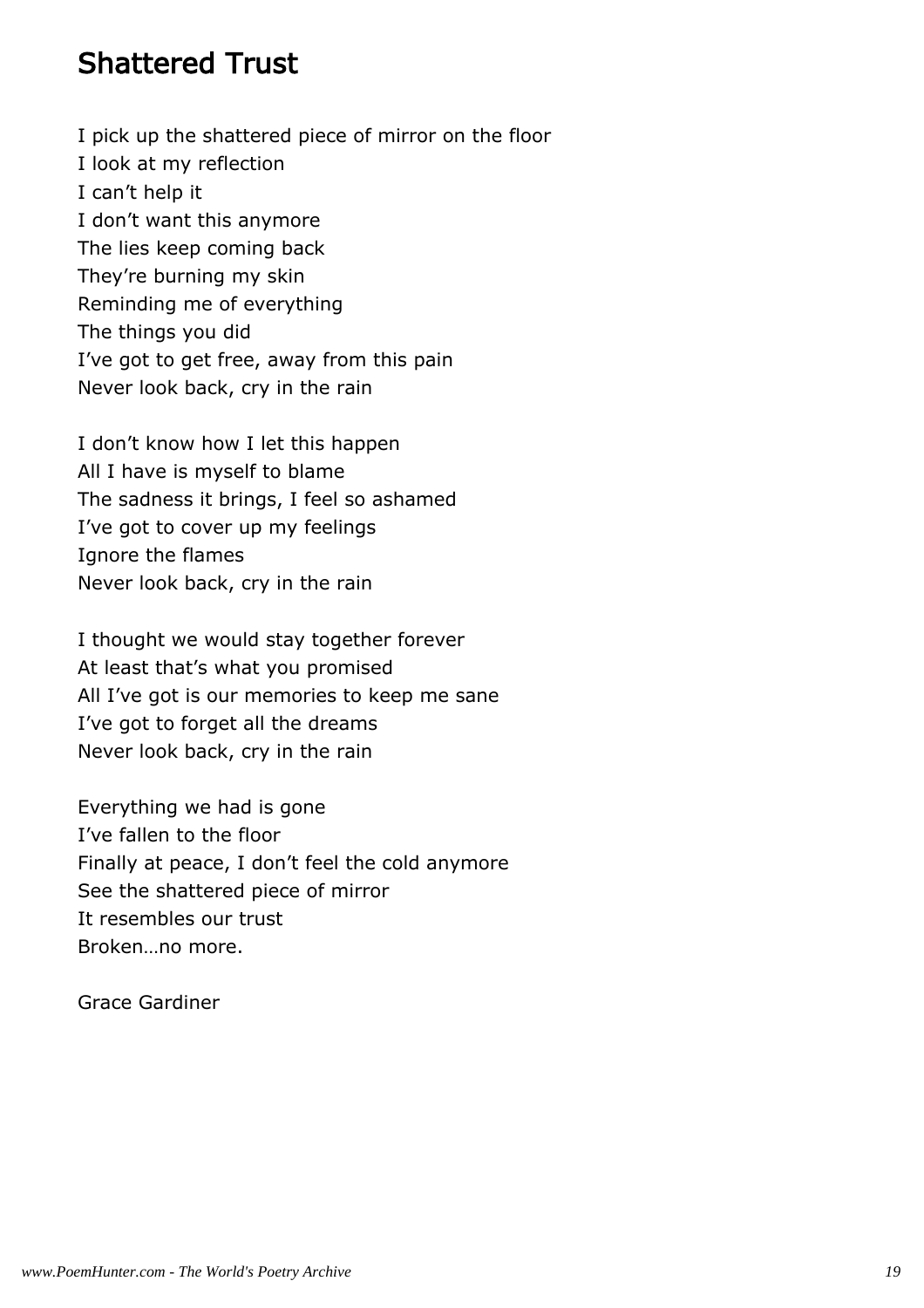## Shattered Trust

I pick up the shattered piece of mirror on the floor
I look at my reflection
I can’t help it
I don’t want this anymore
The lies keep coming back
They’re burning my skin
Reminding me of everything
The things you did
I’ve got to get free, away from this pain
Never look back, cry in the rain

I don’t know how I let this happen
All I have is myself to blame
The sadness it brings, I feel so ashamed
I’ve got to cover up my feelings
Ignore the flames
Never look back, cry in the rain

I thought we would stay together forever
At least that’s what you promised
All I’ve got is our memories to keep me sane
I’ve got to forget all the dreams
Never look back, cry in the rain

Everything we had is gone
I’ve fallen to the floor
Finally at peace, I don’t feel the cold anymore
See the shattered piece of mirror
It resembles our trust
Broken…no more.

Grace Gardiner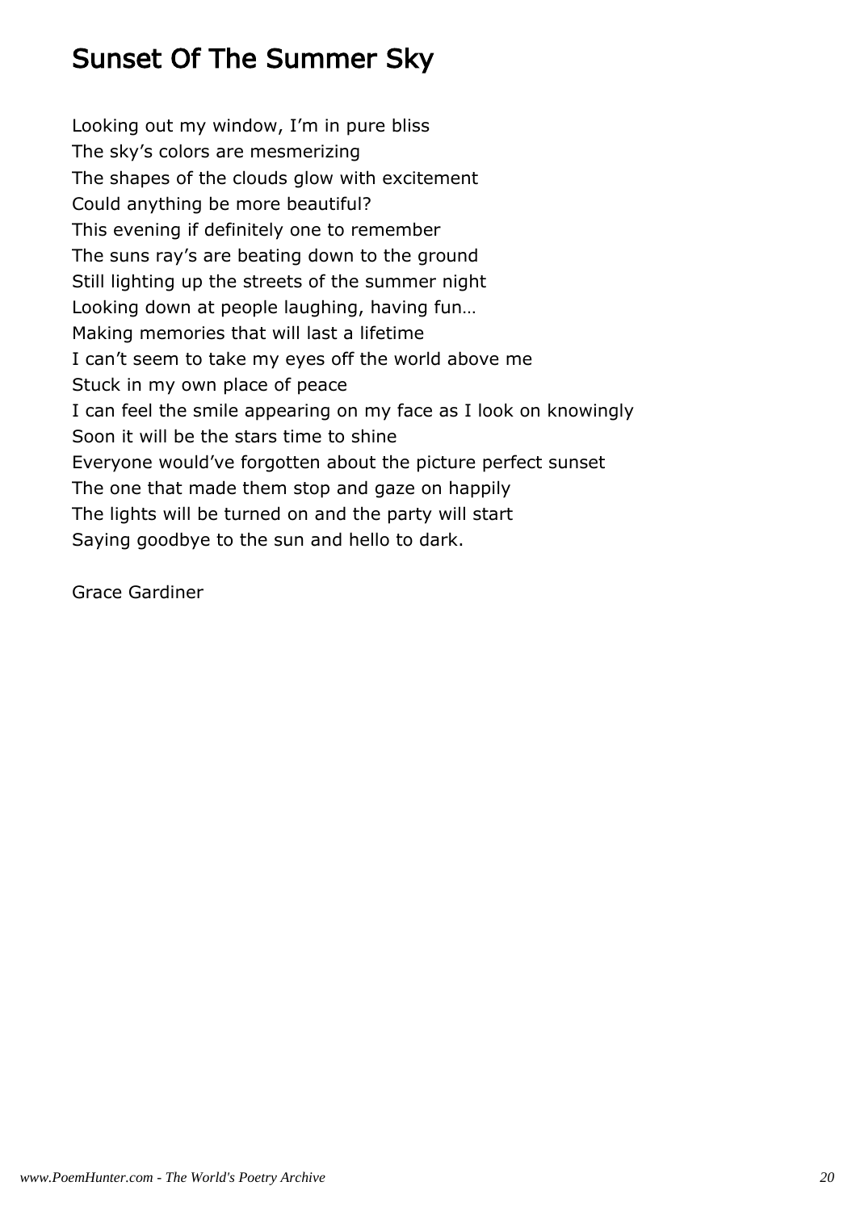# Sunset Of The Summer Sky

Looking out my window, I'm in pure bliss
The sky's colors are mesmerizing
The shapes of the clouds glow with excitement
Could anything be more beautiful?
This evening if definitely one to remember
The suns ray's are beating down to the ground
Still lighting up the streets of the summer night
Looking down at people laughing, having fun…
Making memories that will last a lifetime
I can't seem to take my eyes off the world above me
Stuck in my own place of peace
I can feel the smile appearing on my face as I look on knowingly
Soon it will be the stars time to shine
Everyone would've forgotten about the picture perfect sunset
The one that made them stop and gaze on happily
The lights will be turned on and the party will start
Saying goodbye to the sun and hello to dark.

Grace Gardiner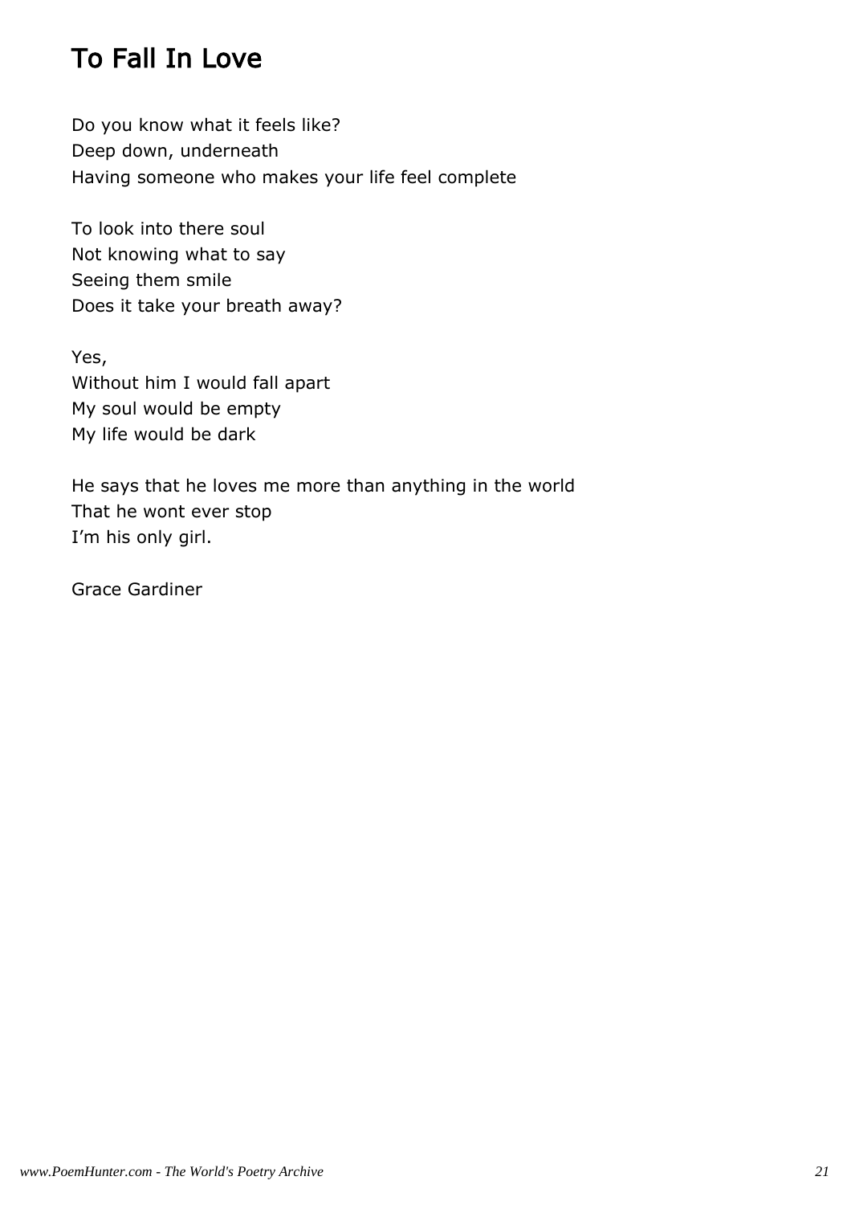## To Fall In Love

Do you know what it feels like?
Deep down, underneath
Having someone who makes your life feel complete

To look into there soul
Not knowing what to say
Seeing them smile
Does it take your breath away?

Yes,
Without him I would fall apart
My soul would be empty
My life would be dark

He says that he loves me more than anything in the world
That he wont ever stop
I'm his only girl.

Grace Gardiner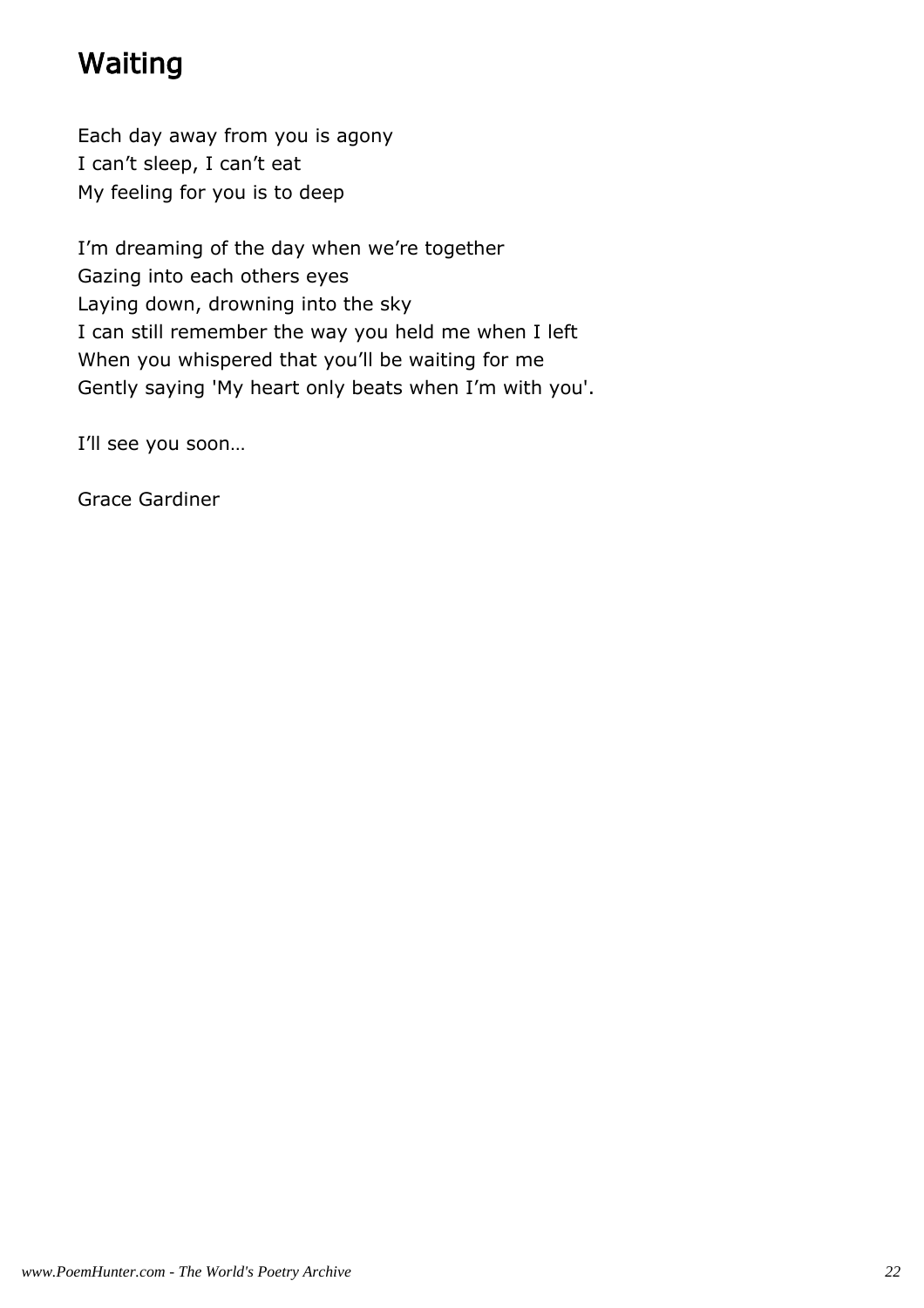# Waiting

Each day away from you is agony
I can’t sleep, I can’t eat
My feeling for you is to deep

I’m dreaming of the day when we’re together
Gazing into each others eyes
Laying down, drowning into the sky
I can still remember the way you held me when I left
When you whispered that you’ll be waiting for me
Gently saying 'My heart only beats when I’m with you'.

I’ll see you soon…

Grace Gardiner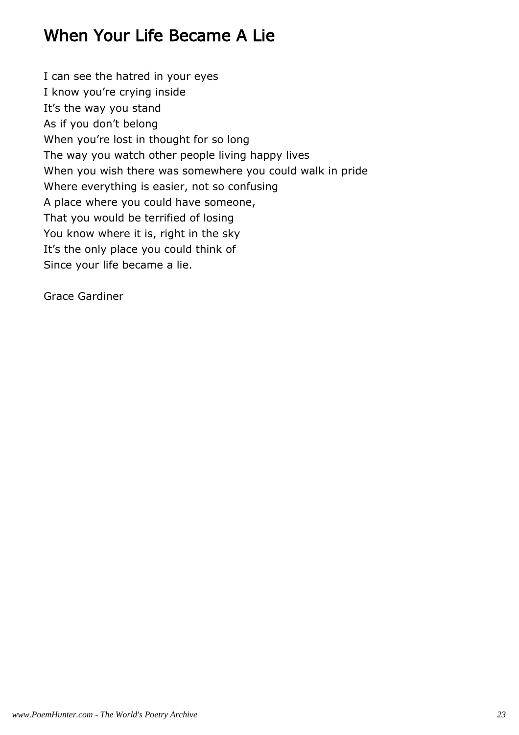# When Your Life Became A Lie

I can see the hatred in your eyes  
I know you're crying inside  
It's the way you stand  
As if you don't belong  
When you're lost in thought for so long  
The way you watch other people living happy lives  
When you wish there was somewhere you could walk in pride  
Where everything is easier, not so confusing  
A place where you could have someone,  
That you would be terrified of losing  
You know where it is, right in the sky  
It's the only place you could think of  
Since your life became a lie.

Grace Gardiner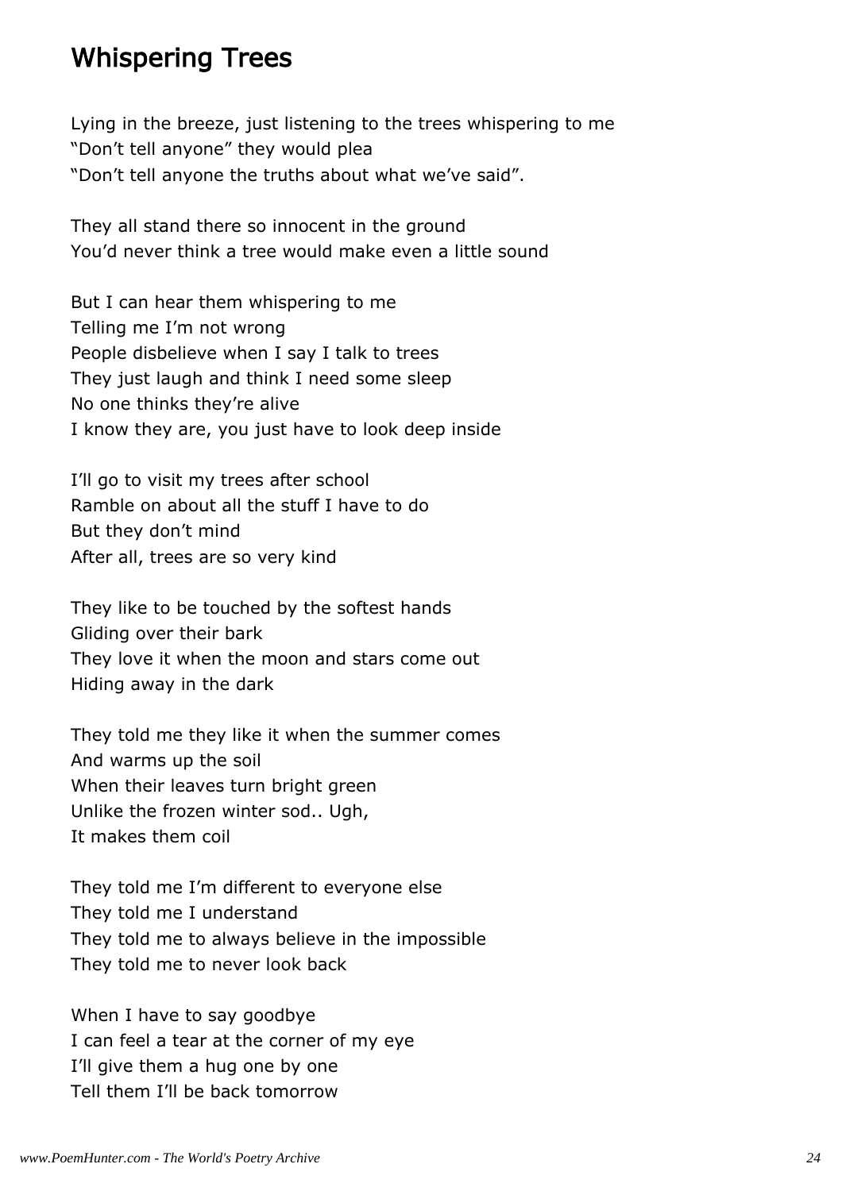## Whispering Trees

Lying in the breeze, just listening to the trees whispering to me
“Don’t tell anyone” they would plea
“Don’t tell anyone the truths about what we’ve said”.

They all stand there so innocent in the ground
You’d never think a tree would make even a little sound

But I can hear them whispering to me
Telling me I’m not wrong
People disbelieve when I say I talk to trees
They just laugh and think I need some sleep
No one thinks they’re alive
I know they are, you just have to look deep inside

I’ll go to visit my trees after school
Ramble on about all the stuff I have to do
But they don’t mind
After all, trees are so very kind

They like to be touched by the softest hands
Gliding over their bark
They love it when the moon and stars come out
Hiding away in the dark

They told me they like it when the summer comes
And warms up the soil
When their leaves turn bright green
Unlike the frozen winter sod.. Ugh,
It makes them coil

They told me I’m different to everyone else
They told me I understand
They told me to always believe in the impossible
They told me to never look back

When I have to say goodbye
I can feel a tear at the corner of my eye
I’ll give them a hug one by one
Tell them I’ll be back tomorrow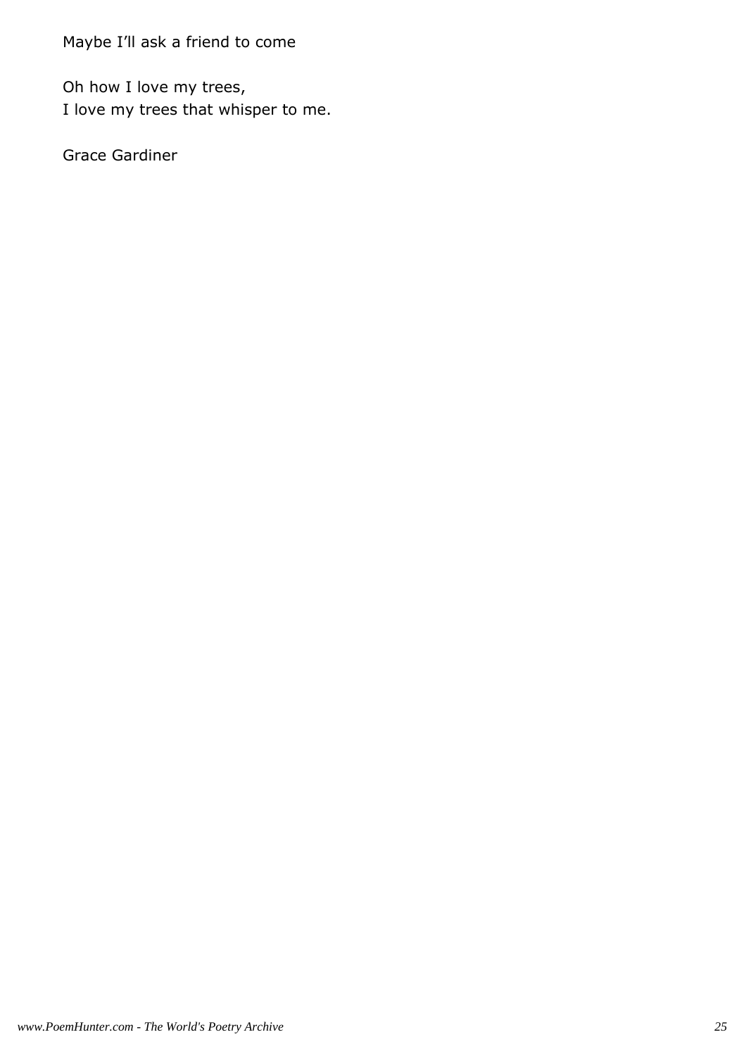Maybe I'll ask a friend to come

Oh how I love my trees,
I love my trees that whisper to me.

Grace Gardiner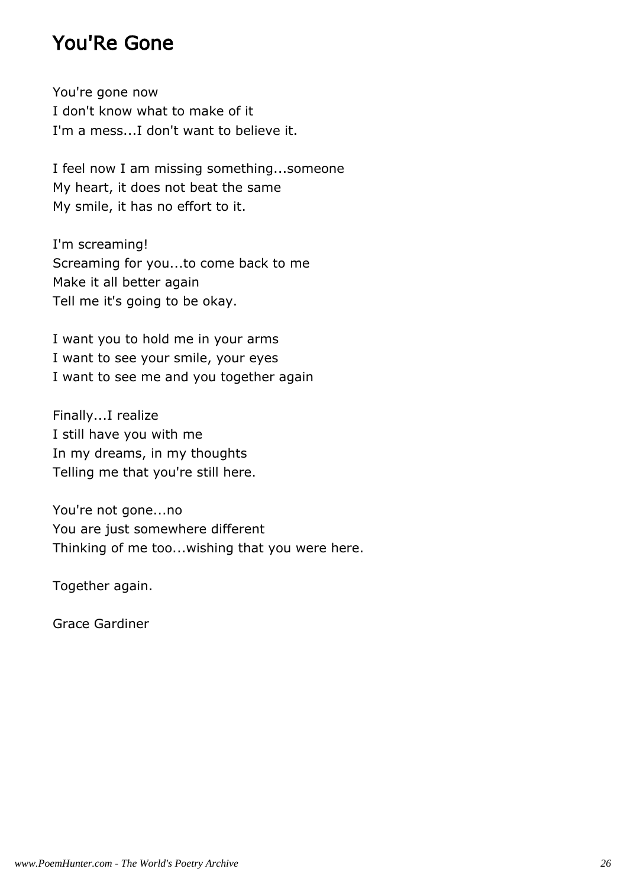## You'Re Gone

You're gone now
I don't know what to make of it
I'm a mess...I don't want to believe it.

I feel now I am missing something...someone
My heart, it does not beat the same
My smile, it has no effort to it.

I'm screaming!
Screaming for you...to come back to me
Make it all better again
Tell me it's going to be okay.

I want you to hold me in your arms
I want to see your smile, your eyes
I want to see me and you together again

Finally...I realize
I still have you with me
In my dreams, in my thoughts
Telling me that you're still here.

You're not gone...no
You are just somewhere different
Thinking of me too...wishing that you were here.

Together again.

Grace Gardiner